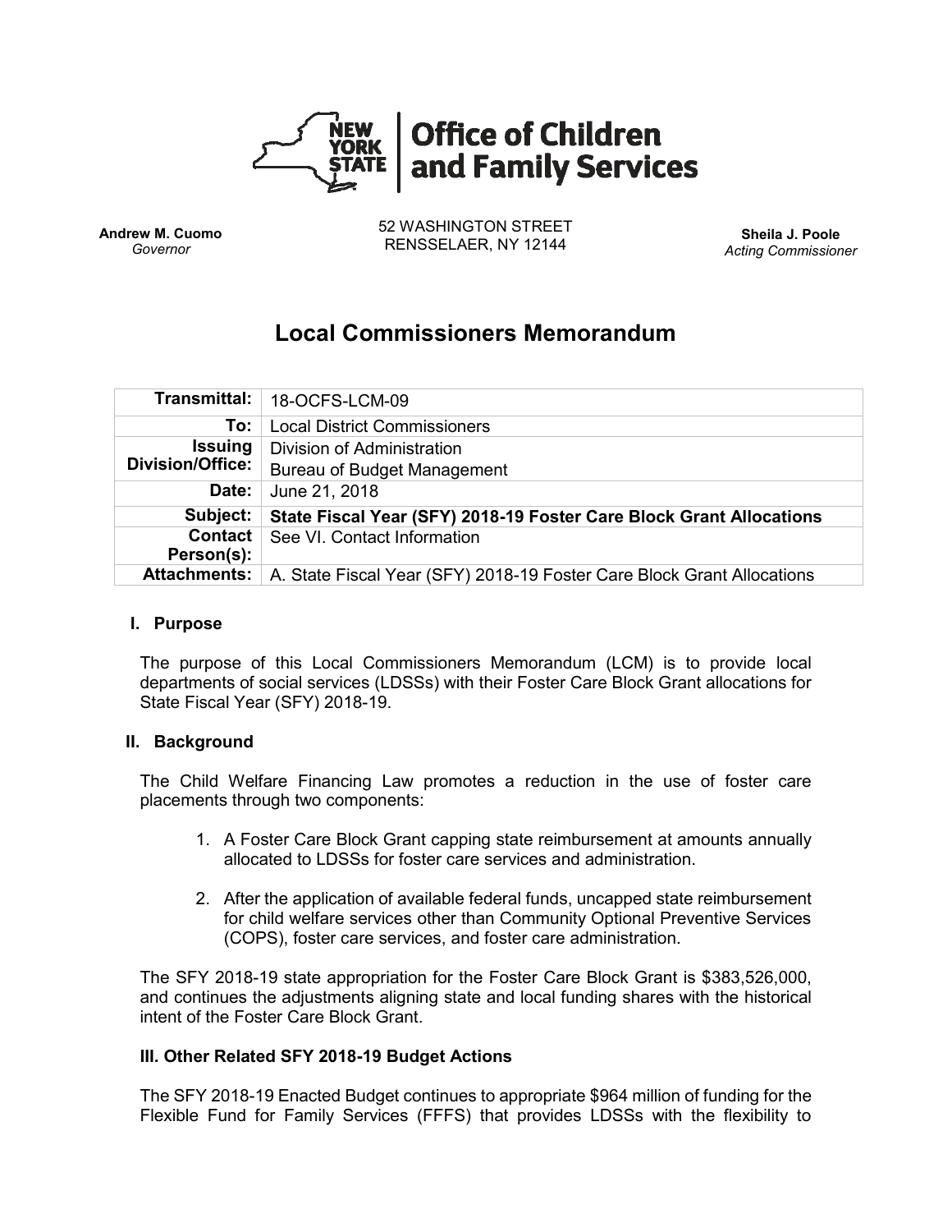**New York State | Office of Children and Family Services**

**Andrew M. Cuomo**
*Governor*

52 WASHINGTON STREET
RENSSELAER, NY 12144

**Sheila J. Poole**
*Acting Commissioner*

# Local Commissioners Memorandum

| | |
|---|---|
| **Transmittal:** | 18-OCFS-LCM-09 |
| **To:** | Local District Commissioners |
| **Issuing Division/Office:** | Division of Administration<br>Bureau of Budget Management |
| **Date:** | June 21, 2018 |
| **Subject:** | **State Fiscal Year (SFY) 2018-19 Foster Care Block Grant Allocations** |
| **Contact Person(s):** | See VI. Contact Information |
| **Attachments:** | A. State Fiscal Year (SFY) 2018-19 Foster Care Block Grant Allocations |

### I. Purpose

The purpose of this Local Commissioners Memorandum (LCM) is to provide local departments of social services (LDSSs) with their Foster Care Block Grant allocations for State Fiscal Year (SFY) 2018-19.

### II. Background

The Child Welfare Financing Law promotes a reduction in the use of foster care placements through two components:

1. A Foster Care Block Grant capping state reimbursement at amounts annually allocated to LDSSs for foster care services and administration.
2. After the application of available federal funds, uncapped state reimbursement for child welfare services other than Community Optional Preventive Services (COPS), foster care services, and foster care administration.

The SFY 2018-19 state appropriation for the Foster Care Block Grant is $383,526,000, and continues the adjustments aligning state and local funding shares with the historical intent of the Foster Care Block Grant.

### III. Other Related SFY 2018-19 Budget Actions

The SFY 2018-19 Enacted Budget continues to appropriate $964 million of funding for the Flexible Fund for Family Services (FFFS) that provides LDSSs with the flexibility to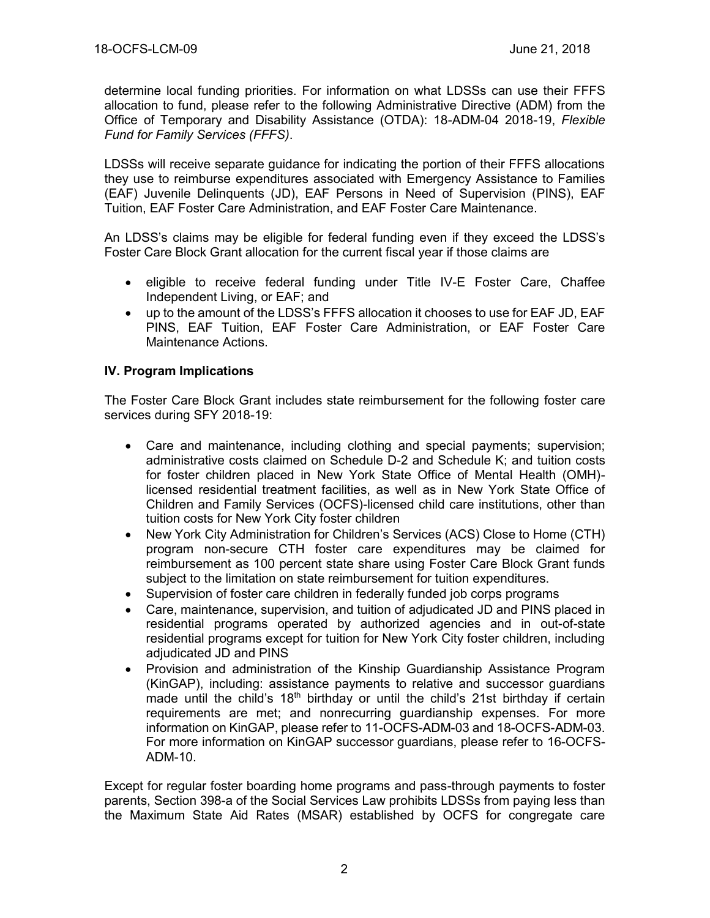determine local funding priorities. For information on what LDSSs can use their FFFS allocation to fund, please refer to the following Administrative Directive (ADM) from the Office of Temporary and Disability Assistance (OTDA): 18-ADM-04 2018-19, *Flexible Fund for Family Services (FFFS)*.

LDSSs will receive separate guidance for indicating the portion of their FFFS allocations they use to reimburse expenditures associated with Emergency Assistance to Families (EAF) Juvenile Delinquents (JD), EAF Persons in Need of Supervision (PINS), EAF Tuition, EAF Foster Care Administration, and EAF Foster Care Maintenance.

An LDSS's claims may be eligible for federal funding even if they exceed the LDSS's Foster Care Block Grant allocation for the current fiscal year if those claims are

- eligible to receive federal funding under Title IV-E Foster Care, Chaffee Independent Living, or EAF; and
- up to the amount of the LDSS's FFFS allocation it chooses to use for EAF JD, EAF PINS, EAF Tuition, EAF Foster Care Administration, or EAF Foster Care Maintenance Actions.

### IV. Program Implications

The Foster Care Block Grant includes state reimbursement for the following foster care services during SFY 2018-19:

- Care and maintenance, including clothing and special payments; supervision; administrative costs claimed on Schedule D-2 and Schedule K; and tuition costs for foster children placed in New York State Office of Mental Health (OMH)-licensed residential treatment facilities, as well as in New York State Office of Children and Family Services (OCFS)-licensed child care institutions, other than tuition costs for New York City foster children
- New York City Administration for Children's Services (ACS) Close to Home (CTH) program non-secure CTH foster care expenditures may be claimed for reimbursement as 100 percent state share using Foster Care Block Grant funds subject to the limitation on state reimbursement for tuition expenditures.
- Supervision of foster care children in federally funded job corps programs
- Care, maintenance, supervision, and tuition of adjudicated JD and PINS placed in residential programs operated by authorized agencies and in out-of-state residential programs except for tuition for New York City foster children, including adjudicated JD and PINS
- Provision and administration of the Kinship Guardianship Assistance Program (KinGAP), including: assistance payments to relative and successor guardians made until the child's 18th birthday or until the child's 21st birthday if certain requirements are met; and nonrecurring guardianship expenses. For more information on KinGAP, please refer to 11-OCFS-ADM-03 and 18-OCFS-ADM-03. For more information on KinGAP successor guardians, please refer to 16-OCFS-ADM-10.

Except for regular foster boarding home programs and pass-through payments to foster parents, Section 398-a of the Social Services Law prohibits LDSSs from paying less than the Maximum State Aid Rates (MSAR) established by OCFS for congregate care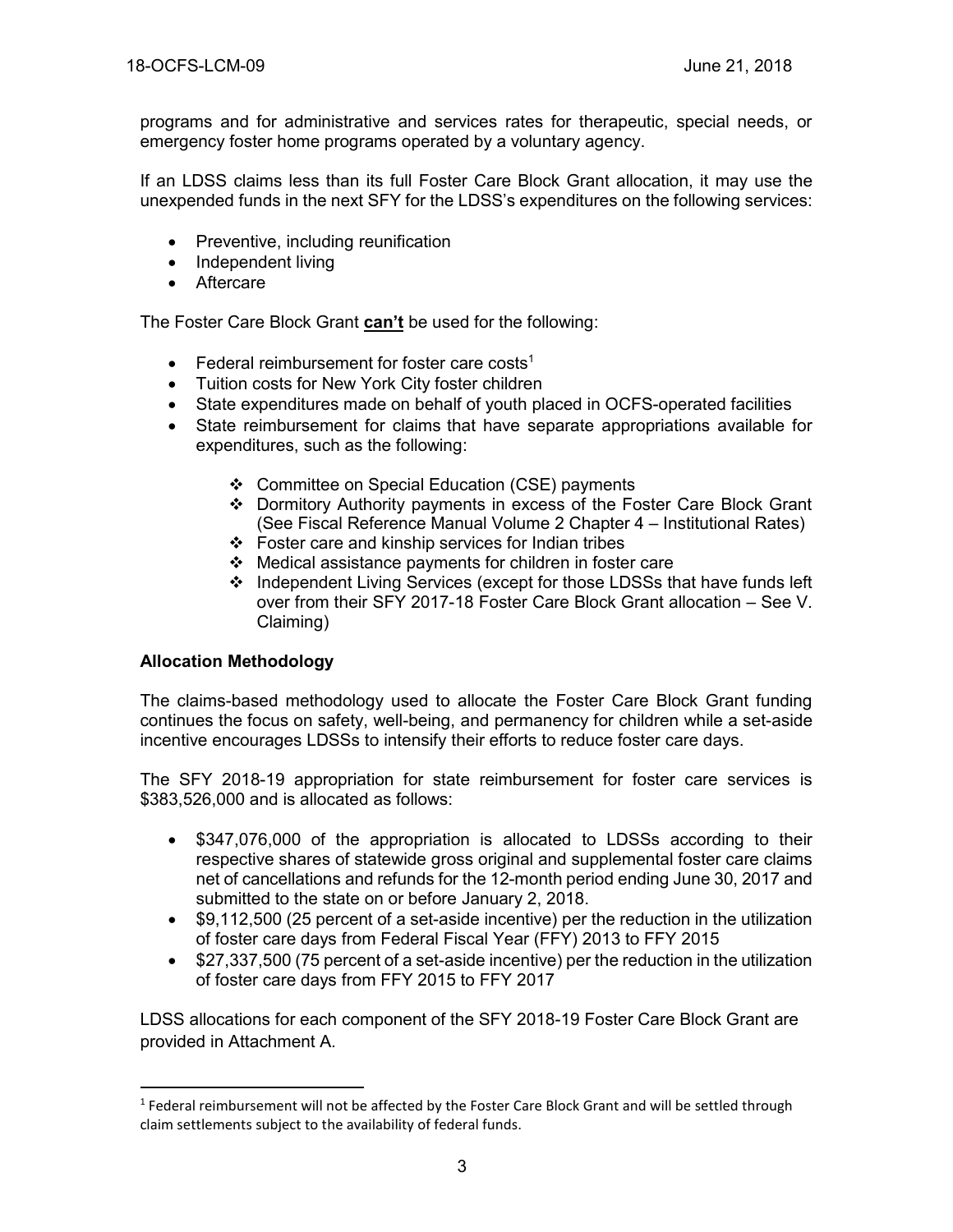programs and for administrative and services rates for therapeutic, special needs, or emergency foster home programs operated by a voluntary agency.

If an LDSS claims less than its full Foster Care Block Grant allocation, it may use the unexpended funds in the next SFY for the LDSS's expenditures on the following services:

- Preventive, including reunification
- Independent living
- Aftercare

The Foster Care Block Grant **can't** be used for the following:

- Federal reimbursement for foster care costs[1]
- Tuition costs for New York City foster children
- State expenditures made on behalf of youth placed in OCFS-operated facilities
- State reimbursement for claims that have separate appropriations available for expenditures, such as the following:
    - ❖ Committee on Special Education (CSE) payments
    - ❖ Dormitory Authority payments in excess of the Foster Care Block Grant (See Fiscal Reference Manual Volume 2 Chapter 4 – Institutional Rates)
    - ❖ Foster care and kinship services for Indian tribes
    - ❖ Medical assistance payments for children in foster care
    - ❖ Independent Living Services (except for those LDSSs that have funds left over from their SFY 2017-18 Foster Care Block Grant allocation – See V. Claiming)

**Allocation Methodology**

The claims-based methodology used to allocate the Foster Care Block Grant funding continues the focus on safety, well-being, and permanency for children while a set-aside incentive encourages LDSSs to intensify their efforts to reduce foster care days.

The SFY 2018-19 appropriation for state reimbursement for foster care services is $383,526,000 and is allocated as follows:

- $347,076,000 of the appropriation is allocated to LDSSs according to their respective shares of statewide gross original and supplemental foster care claims net of cancellations and refunds for the 12-month period ending June 30, 2017 and submitted to the state on or before January 2, 2018.
- $9,112,500 (25 percent of a set-aside incentive) per the reduction in the utilization of foster care days from Federal Fiscal Year (FFY) 2013 to FFY 2015
- $27,337,500 (75 percent of a set-aside incentive) per the reduction in the utilization of foster care days from FFY 2015 to FFY 2017

LDSS allocations for each component of the SFY 2018-19 Foster Care Block Grant are provided in Attachment A.

[1] Federal reimbursement will not be affected by the Foster Care Block Grant and will be settled through claim settlements subject to the availability of federal funds.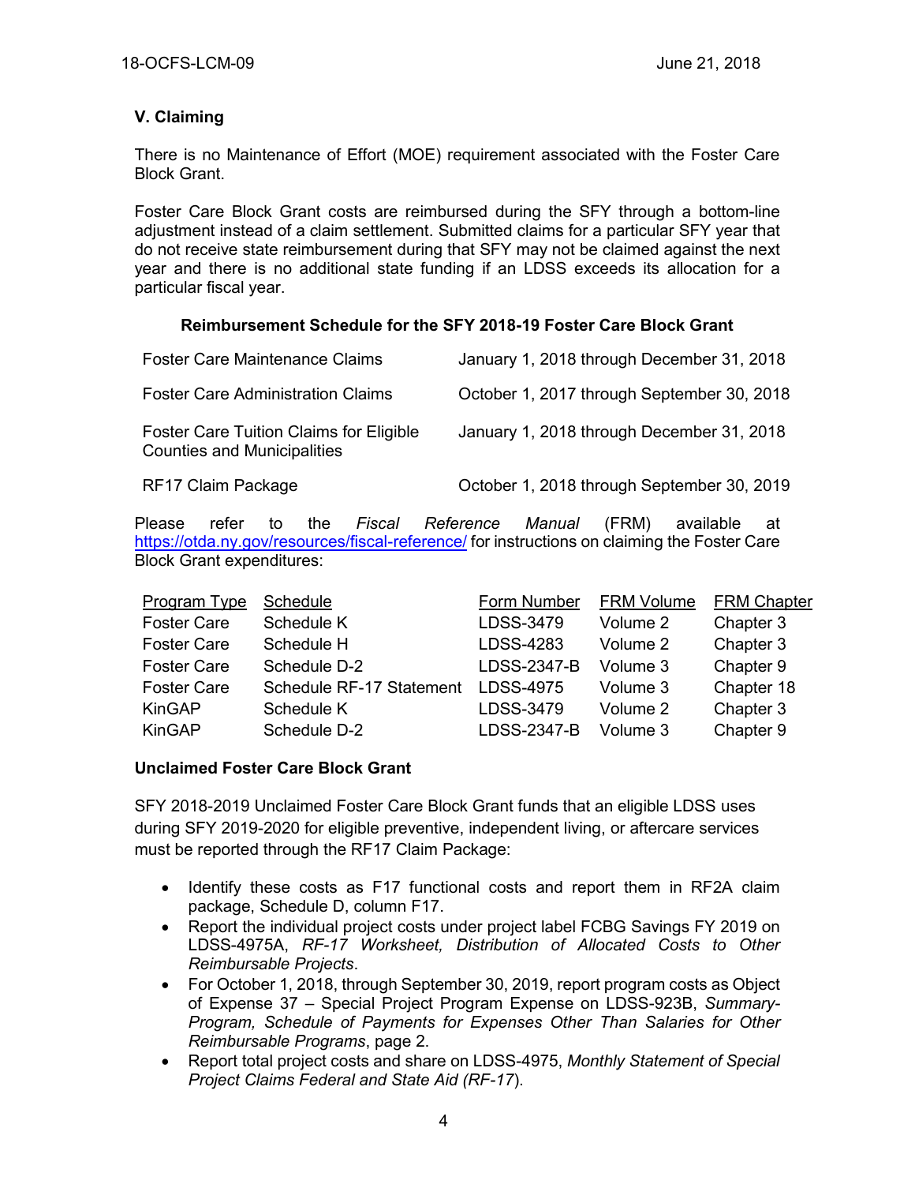## V. Claiming

There is no Maintenance of Effort (MOE) requirement associated with the Foster Care Block Grant.

Foster Care Block Grant costs are reimbursed during the SFY through a bottom-line adjustment instead of a claim settlement. Submitted claims for a particular SFY year that do not receive state reimbursement during that SFY may not be claimed against the next year and there is no additional state funding if an LDSS exceeds its allocation for a particular fiscal year.

**Reimbursement Schedule for the SFY 2018-19 Foster Care Block Grant**

| | |
|---|---|
| Foster Care Maintenance Claims | January 1, 2018 through December 31, 2018 |
| Foster Care Administration Claims | October 1, 2017 through September 30, 2018 |
| Foster Care Tuition Claims for Eligible Counties and Municipalities | January 1, 2018 through December 31, 2018 |
| RF17 Claim Package | October 1, 2018 through September 30, 2019 |

Please refer to the *Fiscal Reference Manual* (FRM) available at https://otda.ny.gov/resources/fiscal-reference/ for instructions on claiming the Foster Care Block Grant expenditures:

| Program Type | Schedule | Form Number | FRM Volume | FRM Chapter |
|---|---|---|---|---|
| Foster Care | Schedule K | LDSS-3479 | Volume 2 | Chapter 3 |
| Foster Care | Schedule H | LDSS-4283 | Volume 2 | Chapter 3 |
| Foster Care | Schedule D-2 | LDSS-2347-B | Volume 3 | Chapter 9 |
| Foster Care | Schedule RF-17 Statement | LDSS-4975 | Volume 3 | Chapter 18 |
| KinGAP | Schedule K | LDSS-3479 | Volume 2 | Chapter 3 |
| KinGAP | Schedule D-2 | LDSS-2347-B | Volume 3 | Chapter 9 |

**Unclaimed Foster Care Block Grant**

SFY 2018-2019 Unclaimed Foster Care Block Grant funds that an eligible LDSS uses during SFY 2019-2020 for eligible preventive, independent living, or aftercare services must be reported through the RF17 Claim Package:

- Identify these costs as F17 functional costs and report them in RF2A claim package, Schedule D, column F17.
- Report the individual project costs under project label FCBG Savings FY 2019 on LDSS-4975A, *RF-17 Worksheet, Distribution of Allocated Costs to Other Reimbursable Projects*.
- For October 1, 2018, through September 30, 2019, report program costs as Object of Expense 37 – Special Project Program Expense on LDSS-923B, *Summary-Program, Schedule of Payments for Expenses Other Than Salaries for Other Reimbursable Programs*, page 2.
- Report total project costs and share on LDSS-4975, *Monthly Statement of Special Project Claims Federal and State Aid (RF-17)*.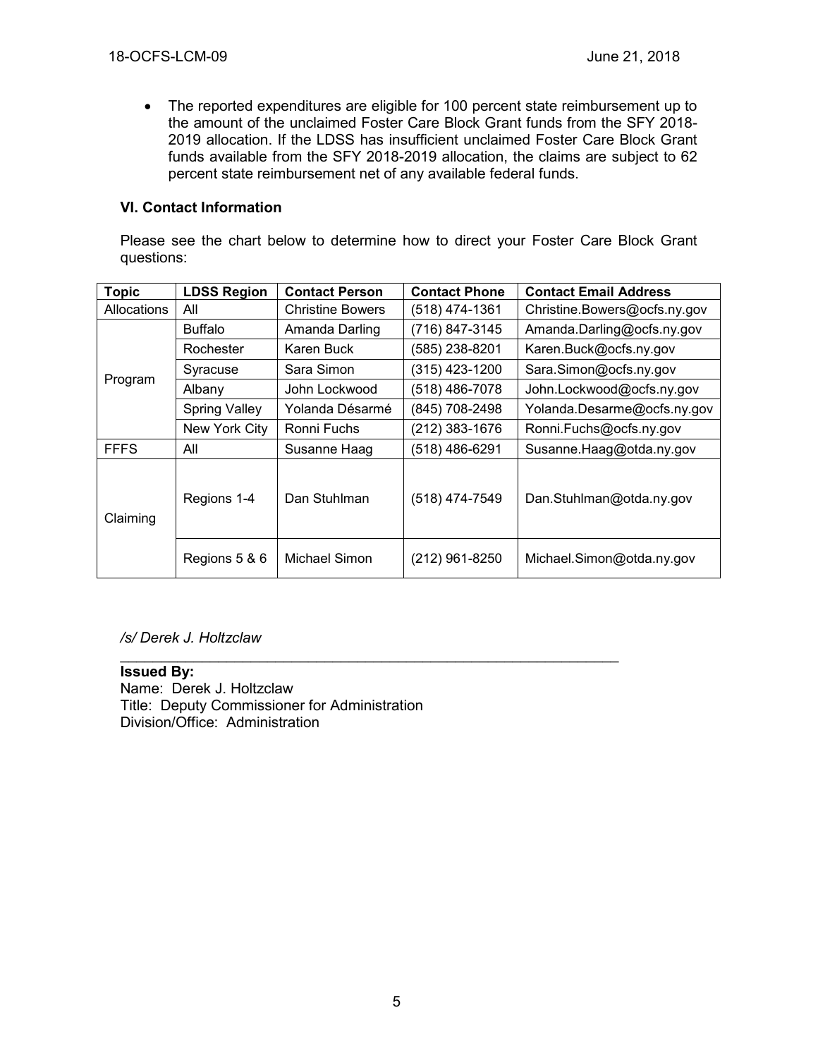- The reported expenditures are eligible for 100 percent state reimbursement up to the amount of the unclaimed Foster Care Block Grant funds from the SFY 2018-2019 allocation. If the LDSS has insufficient unclaimed Foster Care Block Grant funds available from the SFY 2018-2019 allocation, the claims are subject to 62 percent state reimbursement net of any available federal funds.

### VI. Contact Information

Please see the chart below to determine how to direct your Foster Care Block Grant questions:

| Topic | LDSS Region | Contact Person | Contact Phone | Contact Email Address |
|---|---|---|---|---|
| Allocations | All | Christine Bowers | (518) 474-1361 | Christine.Bowers@ocfs.ny.gov |
| Program | Buffalo | Amanda Darling | (716) 847-3145 | Amanda.Darling@ocfs.ny.gov |
| | Rochester | Karen Buck | (585) 238-8201 | Karen.Buck@ocfs.ny.gov |
| | Syracuse | Sara Simon | (315) 423-1200 | Sara.Simon@ocfs.ny.gov |
| | Albany | John Lockwood | (518) 486-7078 | John.Lockwood@ocfs.ny.gov |
| | Spring Valley | Yolanda Désarmé | (845) 708-2498 | Yolanda.Desarme@ocfs.ny.gov |
| | New York City | Ronni Fuchs | (212) 383-1676 | Ronni.Fuchs@ocfs.ny.gov |
| FFFS | All | Susanne Haag | (518) 486-6291 | Susanne.Haag@otda.ny.gov |
| Claiming | Regions 1-4 | Dan Stuhlman | (518) 474-7549 | Dan.Stuhlman@otda.ny.gov |
| | Regions 5 & 6 | Michael Simon | (212) 961-8250 | Michael.Simon@otda.ny.gov |

*/s/ Derek J. Holtzclaw*

**Issued By:**
Name: Derek J. Holtzclaw
Title: Deputy Commissioner for Administration
Division/Office: Administration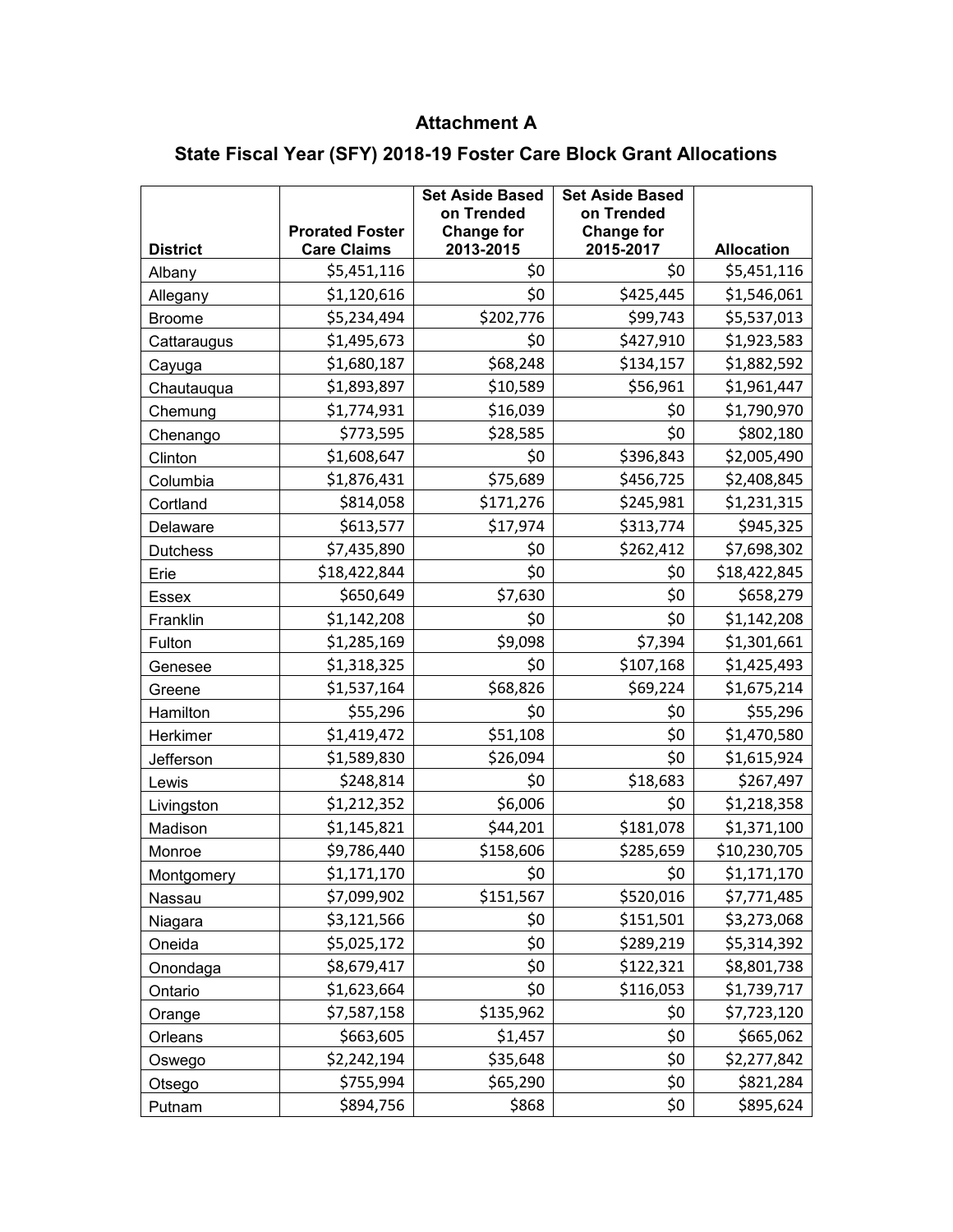# Attachment A

## State Fiscal Year (SFY) 2018-19 Foster Care Block Grant Allocations

| District | Prorated Foster Care Claims | Set Aside Based on Trended Change for 2013-2015 | Set Aside Based on Trended Change for 2015-2017 | Allocation |
|---|---|---|---|---|
| Albany | $5,451,116 | $0 | $0 | $5,451,116 |
| Allegany | $1,120,616 | $0 | $425,445 | $1,546,061 |
| Broome | $5,234,494 | $202,776 | $99,743 | $5,537,013 |
| Cattaraugus | $1,495,673 | $0 | $427,910 | $1,923,583 |
| Cayuga | $1,680,187 | $68,248 | $134,157 | $1,882,592 |
| Chautauqua | $1,893,897 | $10,589 | $56,961 | $1,961,447 |
| Chemung | $1,774,931 | $16,039 | $0 | $1,790,970 |
| Chenango | $773,595 | $28,585 | $0 | $802,180 |
| Clinton | $1,608,647 | $0 | $396,843 | $2,005,490 |
| Columbia | $1,876,431 | $75,689 | $456,725 | $2,408,845 |
| Cortland | $814,058 | $171,276 | $245,981 | $1,231,315 |
| Delaware | $613,577 | $17,974 | $313,774 | $945,325 |
| Dutchess | $7,435,890 | $0 | $262,412 | $7,698,302 |
| Erie | $18,422,844 | $0 | $0 | $18,422,845 |
| Essex | $650,649 | $7,630 | $0 | $658,279 |
| Franklin | $1,142,208 | $0 | $0 | $1,142,208 |
| Fulton | $1,285,169 | $9,098 | $7,394 | $1,301,661 |
| Genesee | $1,318,325 | $0 | $107,168 | $1,425,493 |
| Greene | $1,537,164 | $68,826 | $69,224 | $1,675,214 |
| Hamilton | $55,296 | $0 | $0 | $55,296 |
| Herkimer | $1,419,472 | $51,108 | $0 | $1,470,580 |
| Jefferson | $1,589,830 | $26,094 | $0 | $1,615,924 |
| Lewis | $248,814 | $0 | $18,683 | $267,497 |
| Livingston | $1,212,352 | $6,006 | $0 | $1,218,358 |
| Madison | $1,145,821 | $44,201 | $181,078 | $1,371,100 |
| Monroe | $9,786,440 | $158,606 | $285,659 | $10,230,705 |
| Montgomery | $1,171,170 | $0 | $0 | $1,171,170 |
| Nassau | $7,099,902 | $151,567 | $520,016 | $7,771,485 |
| Niagara | $3,121,566 | $0 | $151,501 | $3,273,068 |
| Oneida | $5,025,172 | $0 | $289,219 | $5,314,392 |
| Onondaga | $8,679,417 | $0 | $122,321 | $8,801,738 |
| Ontario | $1,623,664 | $0 | $116,053 | $1,739,717 |
| Orange | $7,587,158 | $135,962 | $0 | $7,723,120 |
| Orleans | $663,605 | $1,457 | $0 | $665,062 |
| Oswego | $2,242,194 | $35,648 | $0 | $2,277,842 |
| Otsego | $755,994 | $65,290 | $0 | $821,284 |
| Putnam | $894,756 | $868 | $0 | $895,624 |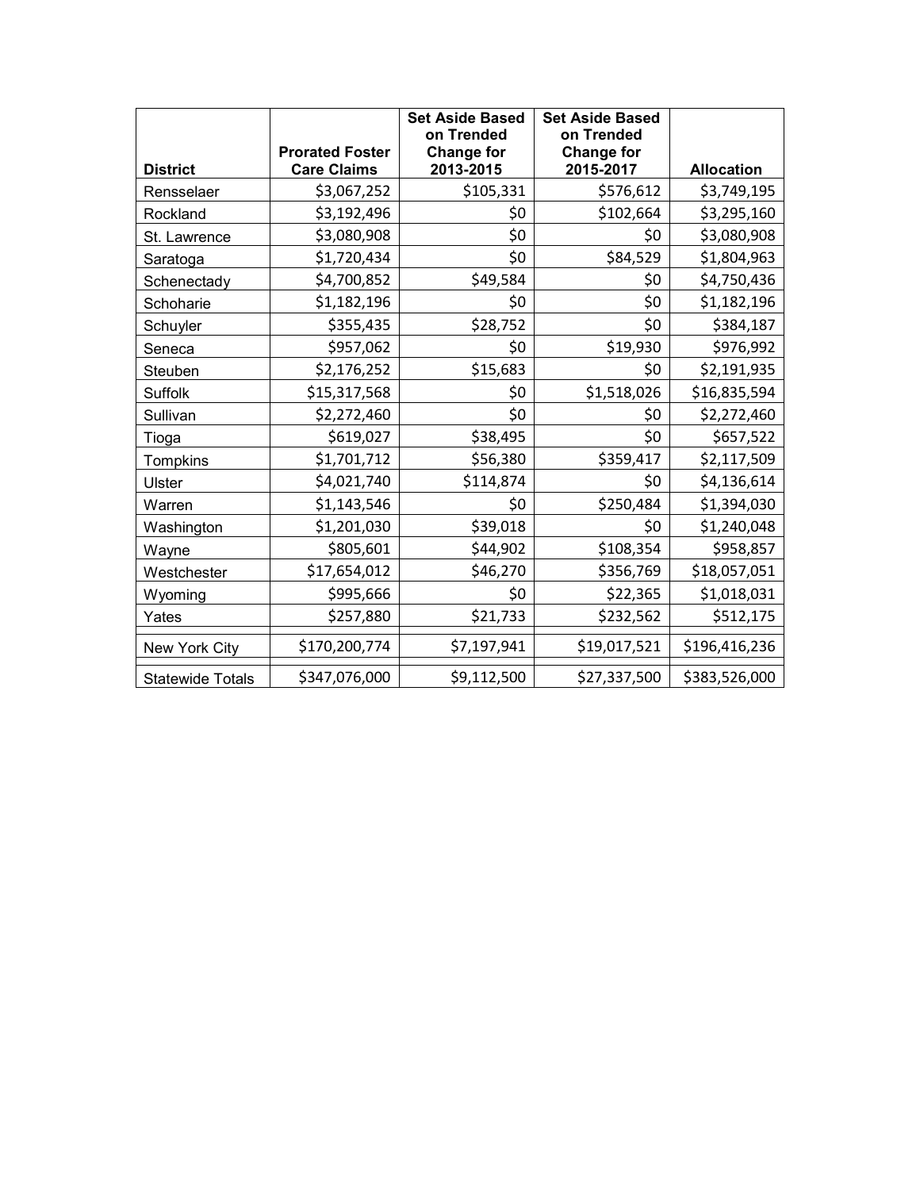| District | Prorated Foster Care Claims | Set Aside Based on Trended Change for 2013-2015 | Set Aside Based on Trended Change for 2015-2017 | Allocation |
|---|---|---|---|---|
| Rensselaer | $3,067,252 | $105,331 | $576,612 | $3,749,195 |
| Rockland | $3,192,496 | $0 | $102,664 | $3,295,160 |
| St. Lawrence | $3,080,908 | $0 | $0 | $3,080,908 |
| Saratoga | $1,720,434 | $0 | $84,529 | $1,804,963 |
| Schenectady | $4,700,852 | $49,584 | $0 | $4,750,436 |
| Schoharie | $1,182,196 | $0 | $0 | $1,182,196 |
| Schuyler | $355,435 | $28,752 | $0 | $384,187 |
| Seneca | $957,062 | $0 | $19,930 | $976,992 |
| Steuben | $2,176,252 | $15,683 | $0 | $2,191,935 |
| Suffolk | $15,317,568 | $0 | $1,518,026 | $16,835,594 |
| Sullivan | $2,272,460 | $0 | $0 | $2,272,460 |
| Tioga | $619,027 | $38,495 | $0 | $657,522 |
| Tompkins | $1,701,712 | $56,380 | $359,417 | $2,117,509 |
| Ulster | $4,021,740 | $114,874 | $0 | $4,136,614 |
| Warren | $1,143,546 | $0 | $250,484 | $1,394,030 |
| Washington | $1,201,030 | $39,018 | $0 | $1,240,048 |
| Wayne | $805,601 | $44,902 | $108,354 | $958,857 |
| Westchester | $17,654,012 | $46,270 | $356,769 | $18,057,051 |
| Wyoming | $995,666 | $0 | $22,365 | $1,018,031 |
| Yates | $257,880 | $21,733 | $232,562 | $512,175 |
| New York City | $170,200,774 | $7,197,941 | $19,017,521 | $196,416,236 |
| Statewide Totals | $347,076,000 | $9,112,500 | $27,337,500 | $383,526,000 |